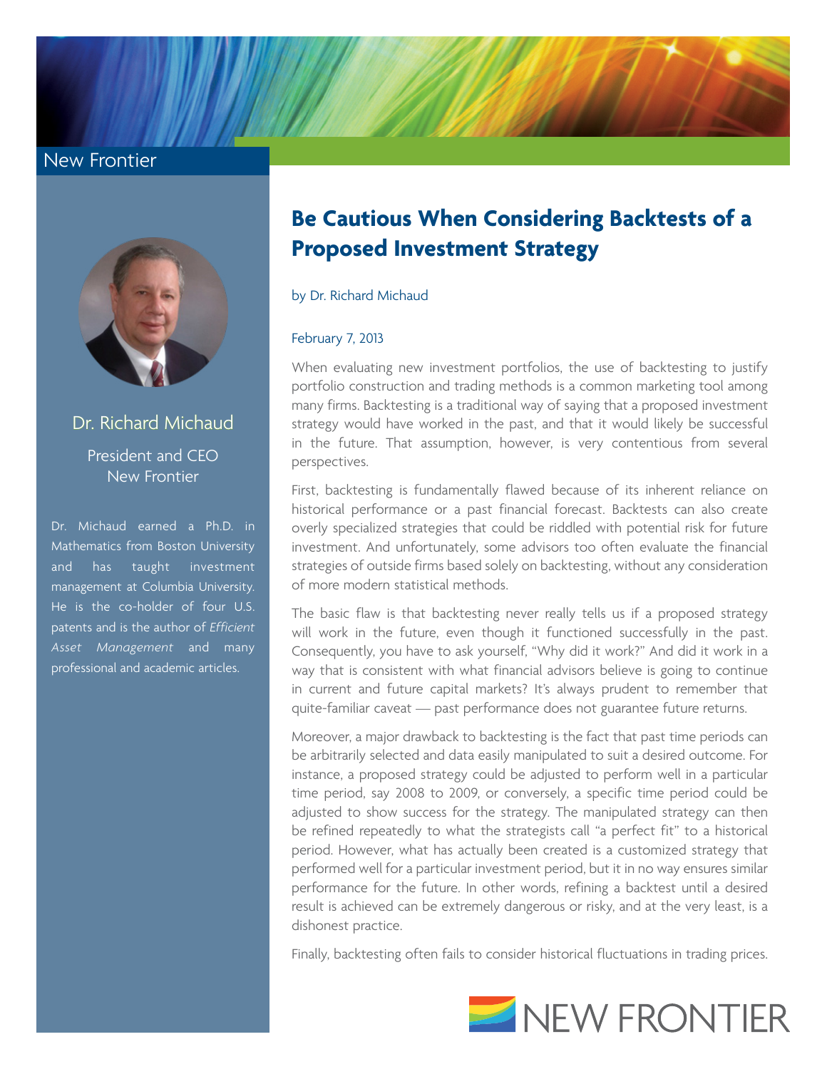New Frontier

# Be Cautious When Considering Backtests of a Proposed Investment Strategy

by Dr. Richard Michaud

February 7, 2013

When evaluating new investment portfolios, the use of backtesting to justify portfolio construction and trading methods is a common marketing tool among many firms. Backtesting is a traditional way of saying that a proposed investment strategy would have worked in the past, and that it would likely be successful in the future. That assumption, however, is very contentious from several perspectives.

First, backtesting is fundamentally flawed because of its inherent reliance on historical performance or a past financial forecast. Backtests can also create overly specialized strategies that could be riddled with potential risk for future investment. And unfortunately, some advisors too often evaluate the financial strategies of outside firms based solely on backtesting, without any consideration of more modern statistical methods.

The basic flaw is that backtesting never really tells us if a proposed strategy will work in the future, even though it functioned successfully in the past. Consequently, you have to ask yourself, "Why did it work?" And did it work in a way that is consistent with what financial advisors believe is going to continue in current and future capital markets? It's always prudent to remember that quite-familiar caveat — past performance does not guarantee future returns.

Moreover, a major drawback to backtesting is the fact that past time periods can be arbitrarily selected and data easily manipulated to suit a desired outcome. For instance, a proposed strategy could be adjusted to perform well in a particular time period, say 2008 to 2009, or conversely, a specific time period could be adjusted to show success for the strategy. The manipulated strategy can then be refined repeatedly to what the strategists call "a perfect fit" to a historical period. However, what has actually been created is a customized strategy that performed well for a particular investment period, but it in no way ensures similar performance for the future. In other words, refining a backtest until a desired result is achieved can be extremely dangerous or risky, and at the very least, is a dishonest practice.

Finally, backtesting often fails to consider historical fluctuations in trading prices.

**Dr. Richard Michaud**

President and CEO
New Frontier

Dr. Michaud earned a Ph.D. in Mathematics from Boston University and has taught investment management at Columbia University. He is the co-holder of four U.S. patents and is the author of *Efficient Asset Management* and many professional and academic articles.

NEW FRONTIER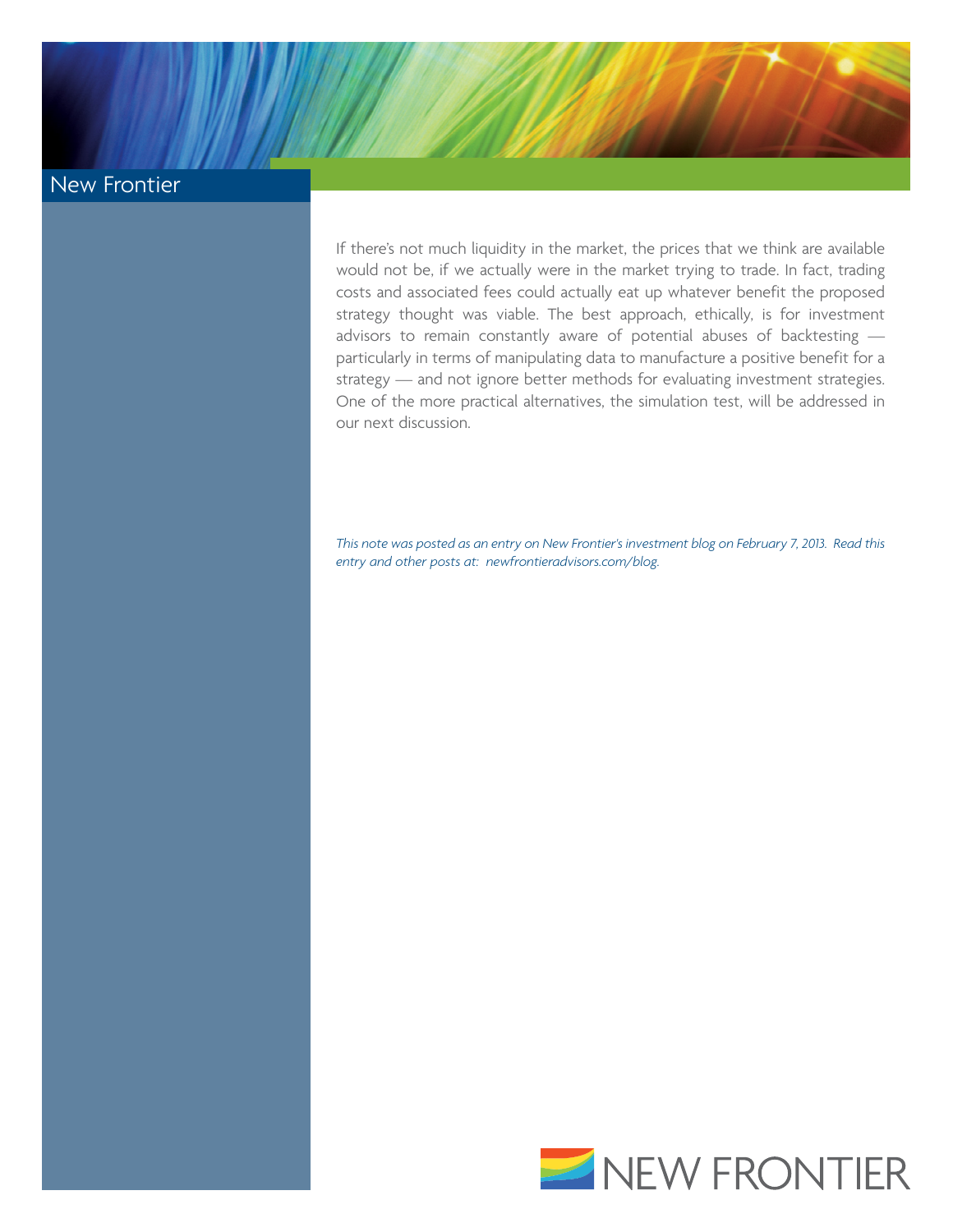If there's not much liquidity in the market, the prices that we think are available would not be, if we actually were in the market trying to trade. In fact, trading costs and associated fees could actually eat up whatever benefit the proposed strategy thought was viable. The best approach, ethically, is for investment advisors to remain constantly aware of potential abuses of backtesting — particularly in terms of manipulating data to manufacture a positive benefit for a strategy — and not ignore better methods for evaluating investment strategies. One of the more practical alternatives, the simulation test, will be addressed in our next discussion.

*This note was posted as an entry on New Frontier's investment blog on February 7, 2013. Read this entry and other posts at: newfrontieradvisors.com/blog.*